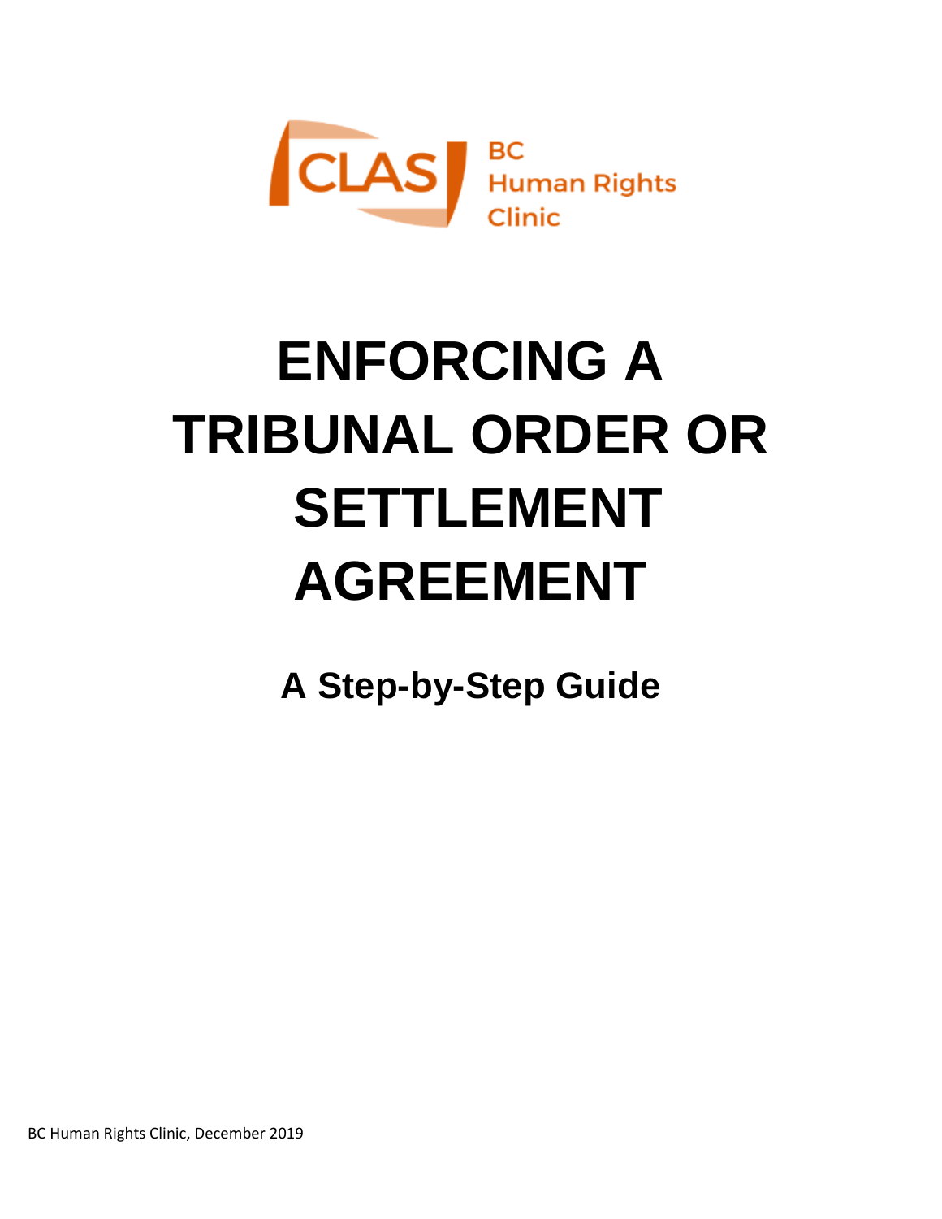CLAS BC Human Rights Clinic

# ENFORCING A TRIBUNAL ORDER OR SETTLEMENT AGREEMENT

## A Step-by-Step Guide

BC Human Rights Clinic, December 2019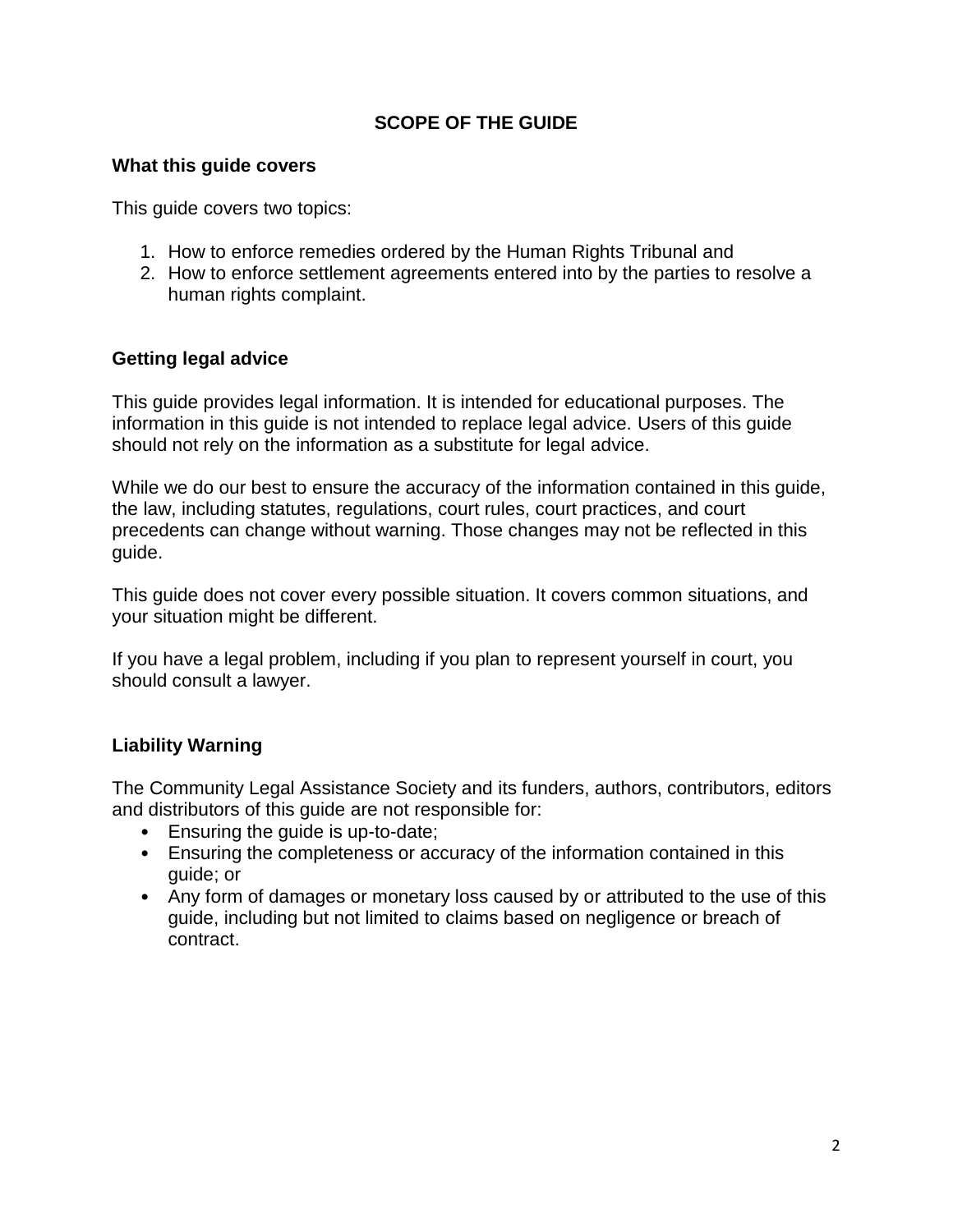## SCOPE OF THE GUIDE

### What this guide covers

This guide covers two topics:

1. How to enforce remedies ordered by the Human Rights Tribunal and
2. How to enforce settlement agreements entered into by the parties to resolve a human rights complaint.

### Getting legal advice

This guide provides legal information. It is intended for educational purposes. The information in this guide is not intended to replace legal advice. Users of this guide should not rely on the information as a substitute for legal advice.

While we do our best to ensure the accuracy of the information contained in this guide, the law, including statutes, regulations, court rules, court practices, and court precedents can change without warning. Those changes may not be reflected in this guide.

This guide does not cover every possible situation. It covers common situations, and your situation might be different.

If you have a legal problem, including if you plan to represent yourself in court, you should consult a lawyer.

### Liability Warning

The Community Legal Assistance Society and its funders, authors, contributors, editors and distributors of this guide are not responsible for:

- Ensuring the guide is up-to-date;
- Ensuring the completeness or accuracy of the information contained in this guide; or
- Any form of damages or monetary loss caused by or attributed to the use of this guide, including but not limited to claims based on negligence or breach of contract.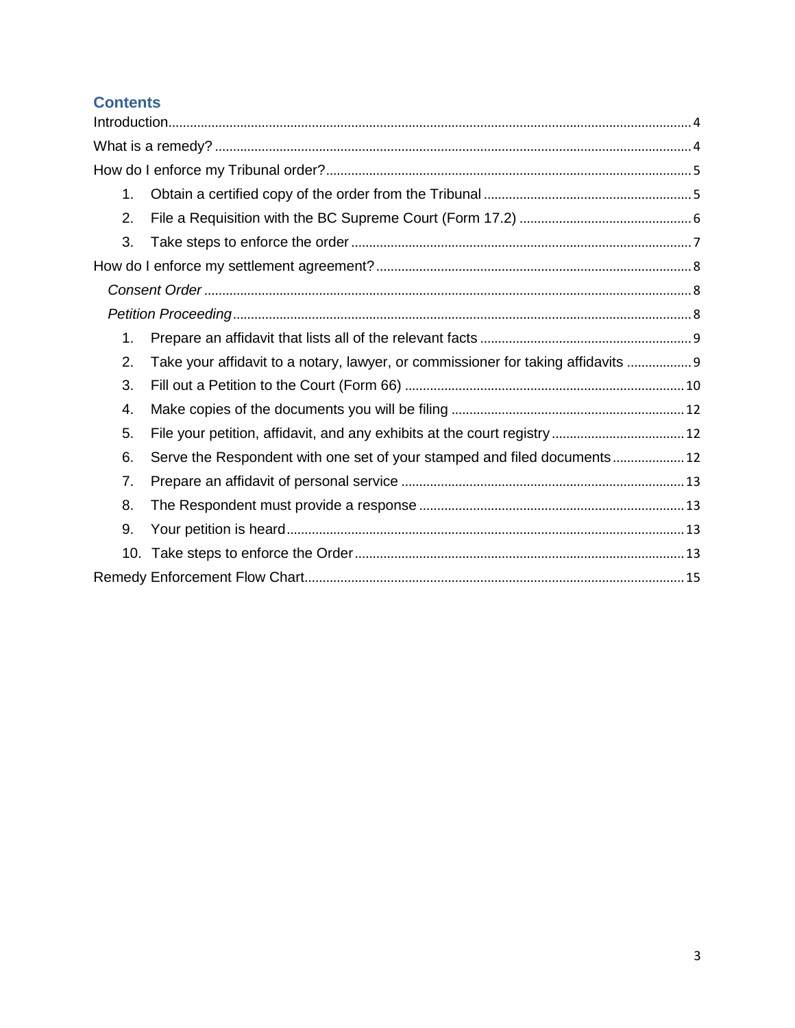## Contents

Introduction .......... 4

What is a remedy? .......... 4

How do I enforce my Tribunal order? .......... 5

1. Obtain a certified copy of the order from the Tribunal .......... 5
2. File a Requisition with the BC Supreme Court (Form 17.2) .......... 6
3. Take steps to enforce the order .......... 7

How do I enforce my settlement agreement? .......... 8

*Consent Order* .......... 8

*Petition Proceeding* .......... 8

1. Prepare an affidavit that lists all of the relevant facts .......... 9
2. Take your affidavit to a notary, lawyer, or commissioner for taking affidavits .......... 9
3. Fill out a Petition to the Court (Form 66) .......... 10
4. Make copies of the documents you will be filing .......... 12
5. File your petition, affidavit, and any exhibits at the court registry .......... 12
6. Serve the Respondent with one set of your stamped and filed documents .......... 12
7. Prepare an affidavit of personal service .......... 13
8. The Respondent must provide a response .......... 13
9. Your petition is heard .......... 13
10. Take steps to enforce the Order .......... 13

Remedy Enforcement Flow Chart .......... 15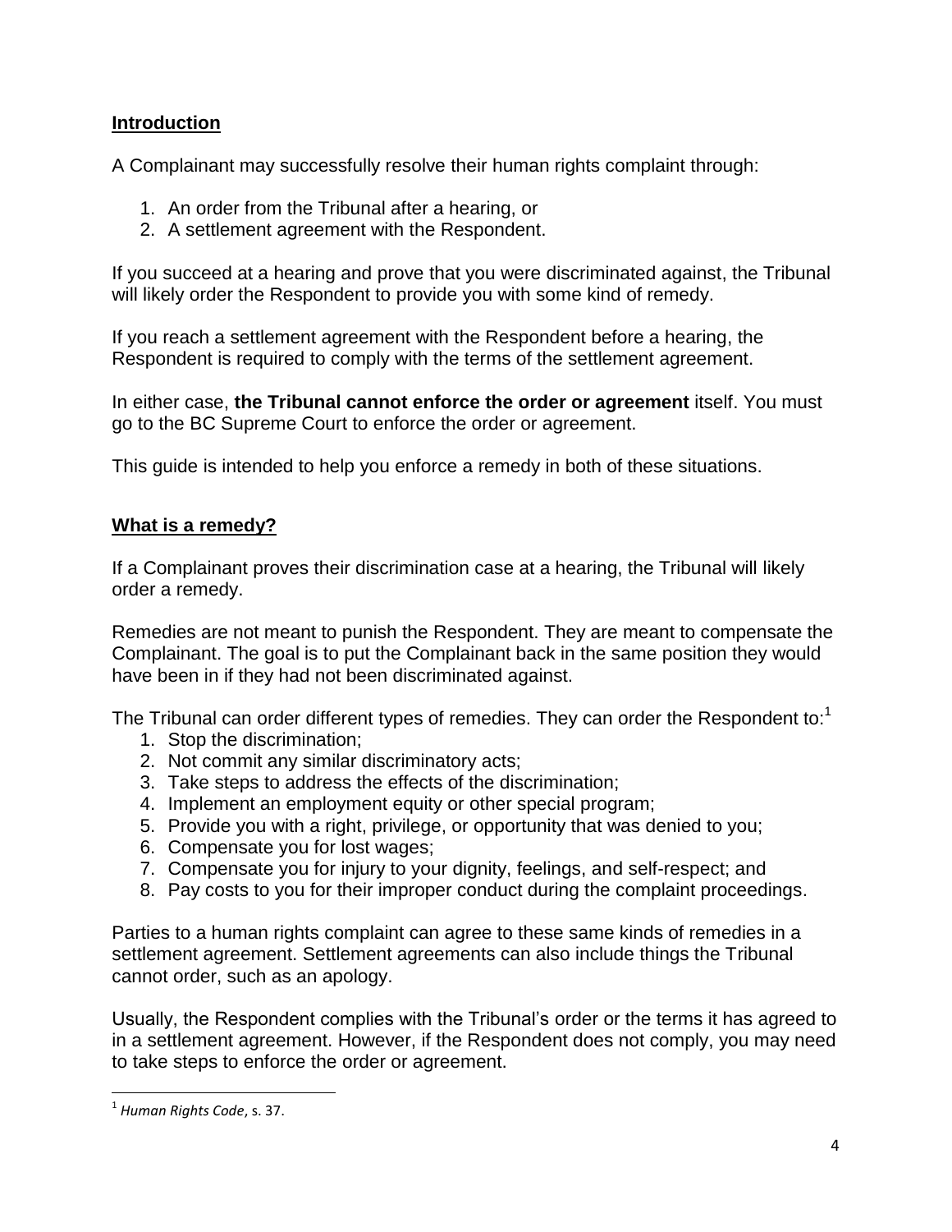## Introduction

A Complainant may successfully resolve their human rights complaint through:

1. An order from the Tribunal after a hearing, or
2. A settlement agreement with the Respondent.

If you succeed at a hearing and prove that you were discriminated against, the Tribunal will likely order the Respondent to provide you with some kind of remedy.

If you reach a settlement agreement with the Respondent before a hearing, the Respondent is required to comply with the terms of the settlement agreement.

In either case, **the Tribunal cannot enforce the order or agreement** itself. You must go to the BC Supreme Court to enforce the order or agreement.

This guide is intended to help you enforce a remedy in both of these situations.

## What is a remedy?

If a Complainant proves their discrimination case at a hearing, the Tribunal will likely order a remedy.

Remedies are not meant to punish the Respondent. They are meant to compensate the Complainant. The goal is to put the Complainant back in the same position they would have been in if they had not been discriminated against.

The Tribunal can order different types of remedies. They can order the Respondent to:[1]

1. Stop the discrimination;
2. Not commit any similar discriminatory acts;
3. Take steps to address the effects of the discrimination;
4. Implement an employment equity or other special program;
5. Provide you with a right, privilege, or opportunity that was denied to you;
6. Compensate you for lost wages;
7. Compensate you for injury to your dignity, feelings, and self-respect; and
8. Pay costs to you for their improper conduct during the complaint proceedings.

Parties to a human rights complaint can agree to these same kinds of remedies in a settlement agreement. Settlement agreements can also include things the Tribunal cannot order, such as an apology.

Usually, the Respondent complies with the Tribunal's order or the terms it has agreed to in a settlement agreement. However, if the Respondent does not comply, you may need to take steps to enforce the order or agreement.

[1] *Human Rights Code*, s. 37.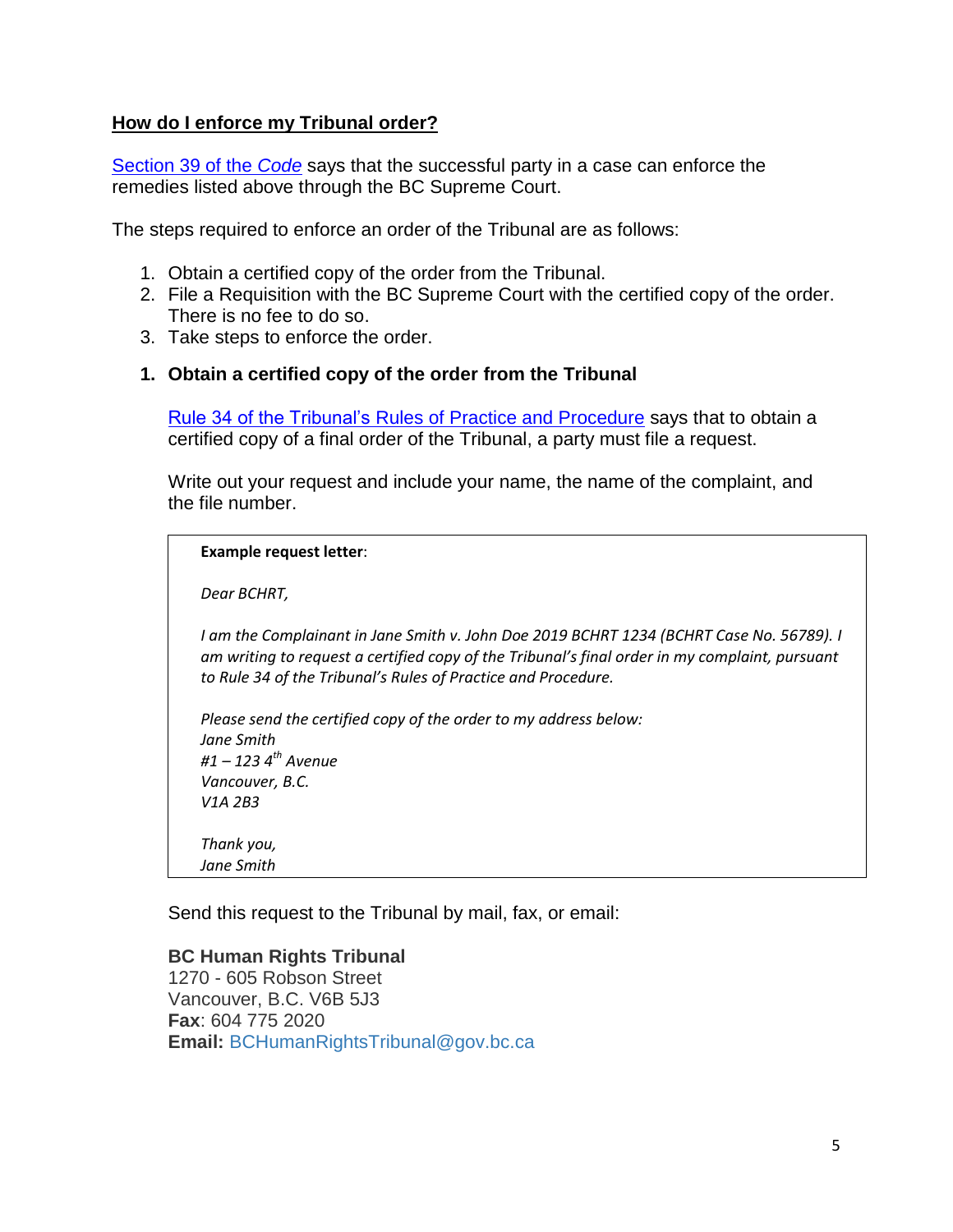## How do I enforce my Tribunal order?

[Section 39 of the *Code*] says that the successful party in a case can enforce the remedies listed above through the BC Supreme Court.

The steps required to enforce an order of the Tribunal are as follows:

1. Obtain a certified copy of the order from the Tribunal.
2. File a Requisition with the BC Supreme Court with the certified copy of the order. There is no fee to do so.
3. Take steps to enforce the order.

### 1. Obtain a certified copy of the order from the Tribunal

[Rule 34 of the Tribunal's Rules of Practice and Procedure] says that to obtain a certified copy of a final order of the Tribunal, a party must file a request.

Write out your request and include your name, the name of the complaint, and the file number.

> **Example request letter**:
>
> *Dear BCHRT,*
>
> *I am the Complainant in Jane Smith v. John Doe 2019 BCHRT 1234 (BCHRT Case No. 56789). I am writing to request a certified copy of the Tribunal's final order in my complaint, pursuant to Rule 34 of the Tribunal's Rules of Practice and Procedure.*
>
> *Please send the certified copy of the order to my address below:*
> *Jane Smith*
> *#1 – 123 4th Avenue*
> *Vancouver, B.C.*
> *V1A 2B3*
>
> *Thank you,*
> *Jane Smith*

Send this request to the Tribunal by mail, fax, or email:

**BC Human Rights Tribunal**
1270 - 605 Robson Street
Vancouver, B.C. V6B 5J3
**Fax**: 604 775 2020
**Email:** BCHumanRightsTribunal@gov.bc.ca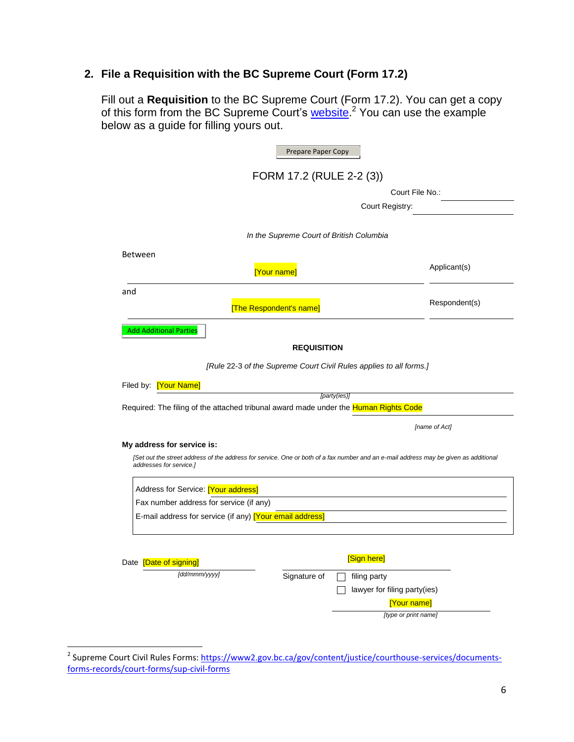## 2. File a Requisition with the BC Supreme Court (Form 17.2)

Fill out a **Requisition** to the BC Supreme Court (Form 17.2). You can get a copy of this form from the BC Supreme Court's website.[2] You can use the example below as a guide for filling yours out.

Prepare Paper Copy

FORM 17.2 (RULE 2-2 (3))

Court File No.: ______________

Court Registry: ______________

*In the Supreme Court of British Columbia*

Between

[Your name] — Applicant(s)

and

[The Respondent's name] — Respondent(s)

Add Additional Parties

**REQUISITION**

*[Rule 22-3 of the Supreme Court Civil Rules applies to all forms.]*

Filed by: [Your Name]
*[party(ies)]*

Required: The filing of the attached tribunal award made under the Human Rights Code
*[name of Act]*

**My address for service is:**

*[Set out the street address of the address for service. One or both of a fax number and an e-mail address may be given as additional addresses for service.]*

Address for Service: [Your address]

Fax number address for service (if any)

E-mail address for service (if any) [Your email address]

Date [Date of signing]
*[dd/mmm/yyyy]*

[Sign here]

Signature of ☐ filing party ☐ lawyer for filing party(ies)

[Your name]
*[type or print name]*

---

[2] Supreme Court Civil Rules Forms: https://www2.gov.bc.ca/gov/content/justice/courthouse-services/documents-forms-records/court-forms/sup-civil-forms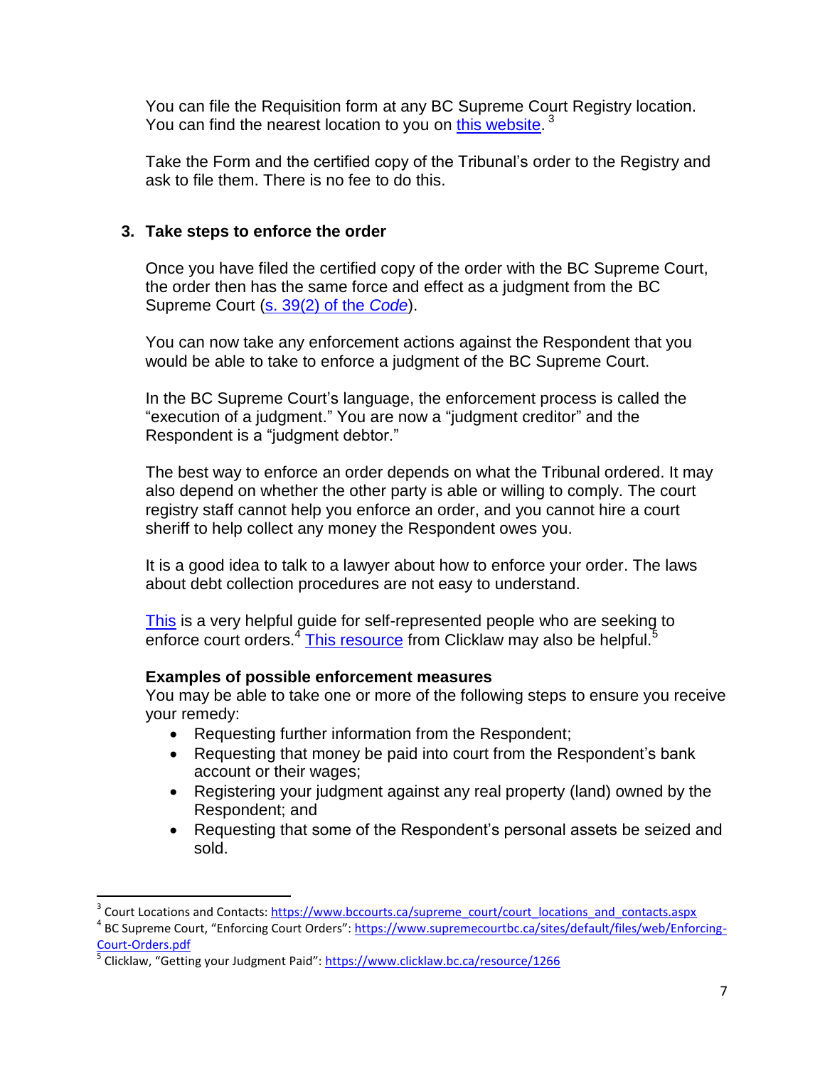You can file the Requisition form at any BC Supreme Court Registry location. You can find the nearest location to you on [this website](https://www.bccourts.ca/supreme_court/court_locations_and_contacts.aspx).[3]

Take the Form and the certified copy of the Tribunal's order to the Registry and ask to file them. There is no fee to do this.

### 3. Take steps to enforce the order

Once you have filed the certified copy of the order with the BC Supreme Court, the order then has the same force and effect as a judgment from the BC Supreme Court (s. 39(2) of the *Code*).

You can now take any enforcement actions against the Respondent that you would be able to take to enforce a judgment of the BC Supreme Court.

In the BC Supreme Court's language, the enforcement process is called the "execution of a judgment." You are now a "judgment creditor" and the Respondent is a "judgment debtor."

The best way to enforce an order depends on what the Tribunal ordered. It may also depend on whether the other party is able or willing to comply. The court registry staff cannot help you enforce an order, and you cannot hire a court sheriff to help collect any money the Respondent owes you.

It is a good idea to talk to a lawyer about how to enforce your order. The laws about debt collection procedures are not easy to understand.

[This](https://www.supremecourtbc.ca/sites/default/files/web/Enforcing-Court-Orders.pdf) is a very helpful guide for self-represented people who are seeking to enforce court orders.[4] [This resource](https://www.clicklaw.bc.ca/resource/1266) from Clicklaw may also be helpful.[5]

**Examples of possible enforcement measures**

You may be able to take one or more of the following steps to ensure you receive your remedy:

- Requesting further information from the Respondent;
- Requesting that money be paid into court from the Respondent's bank account or their wages;
- Registering your judgment against any real property (land) owned by the Respondent; and
- Requesting that some of the Respondent's personal assets be seized and sold.

---

[3] Court Locations and Contacts: https://www.bccourts.ca/supreme_court/court_locations_and_contacts.aspx

[4] BC Supreme Court, "Enforcing Court Orders": https://www.supremecourtbc.ca/sites/default/files/web/Enforcing-Court-Orders.pdf

[5] Clicklaw, "Getting your Judgment Paid": https://www.clicklaw.bc.ca/resource/1266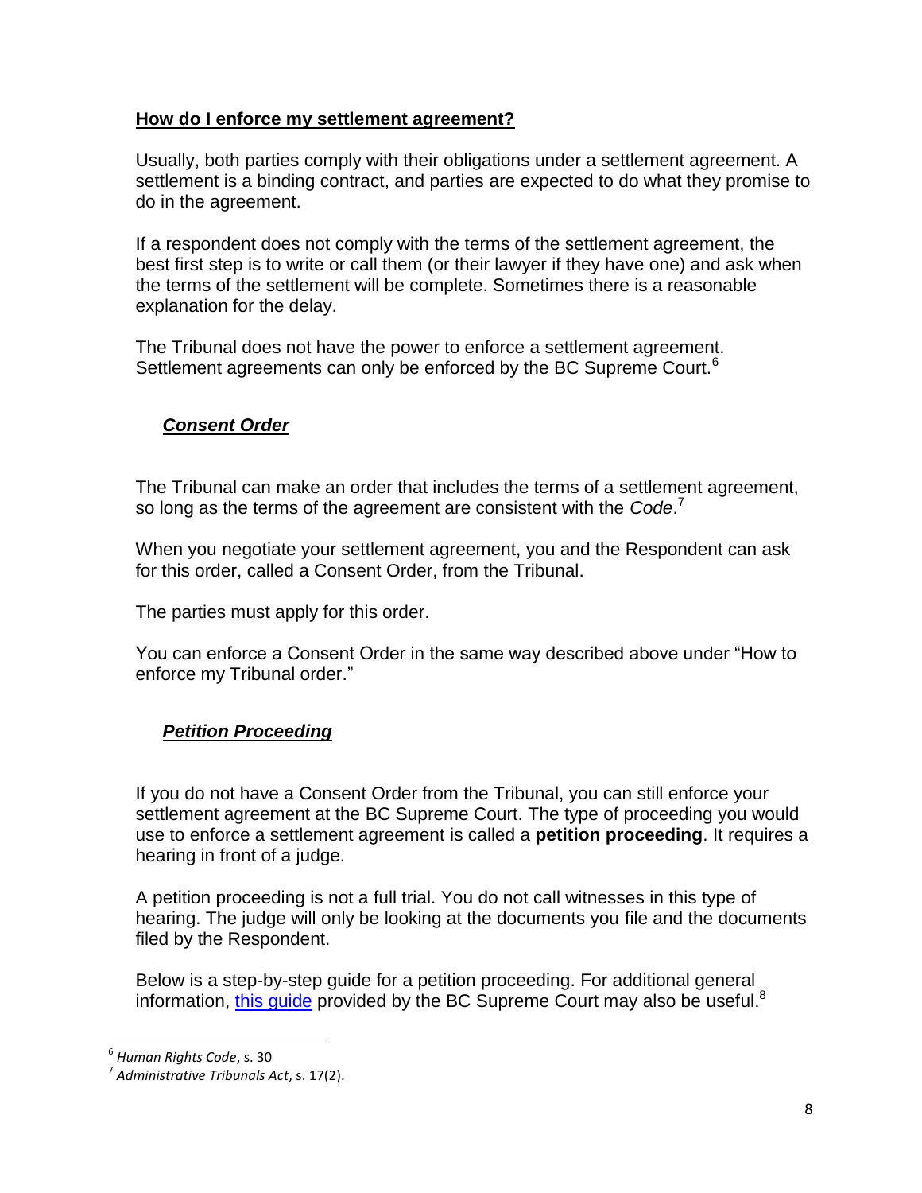## How do I enforce my settlement agreement?

Usually, both parties comply with their obligations under a settlement agreement. A settlement is a binding contract, and parties are expected to do what they promise to do in the agreement.

If a respondent does not comply with the terms of the settlement agreement, the best first step is to write or call them (or their lawyer if they have one) and ask when the terms of the settlement will be complete. Sometimes there is a reasonable explanation for the delay.

The Tribunal does not have the power to enforce a settlement agreement. Settlement agreements can only be enforced by the BC Supreme Court.[6]

### *Consent Order*

The Tribunal can make an order that includes the terms of a settlement agreement, so long as the terms of the agreement are consistent with the *Code*.[7]

When you negotiate your settlement agreement, you and the Respondent can ask for this order, called a Consent Order, from the Tribunal.

The parties must apply for this order.

You can enforce a Consent Order in the same way described above under "How to enforce my Tribunal order."

### *Petition Proceeding*

If you do not have a Consent Order from the Tribunal, you can still enforce your settlement agreement at the BC Supreme Court. The type of proceeding you would use to enforce a settlement agreement is called a **petition proceeding**. It requires a hearing in front of a judge.

A petition proceeding is not a full trial. You do not call witnesses in this type of hearing. The judge will only be looking at the documents you file and the documents filed by the Respondent.

Below is a step-by-step guide for a petition proceeding. For additional general information, [this guide](#) provided by the BC Supreme Court may also be useful.[8]

---

[6] *Human Rights Code*, s. 30

[7] *Administrative Tribunals Act*, s. 17(2).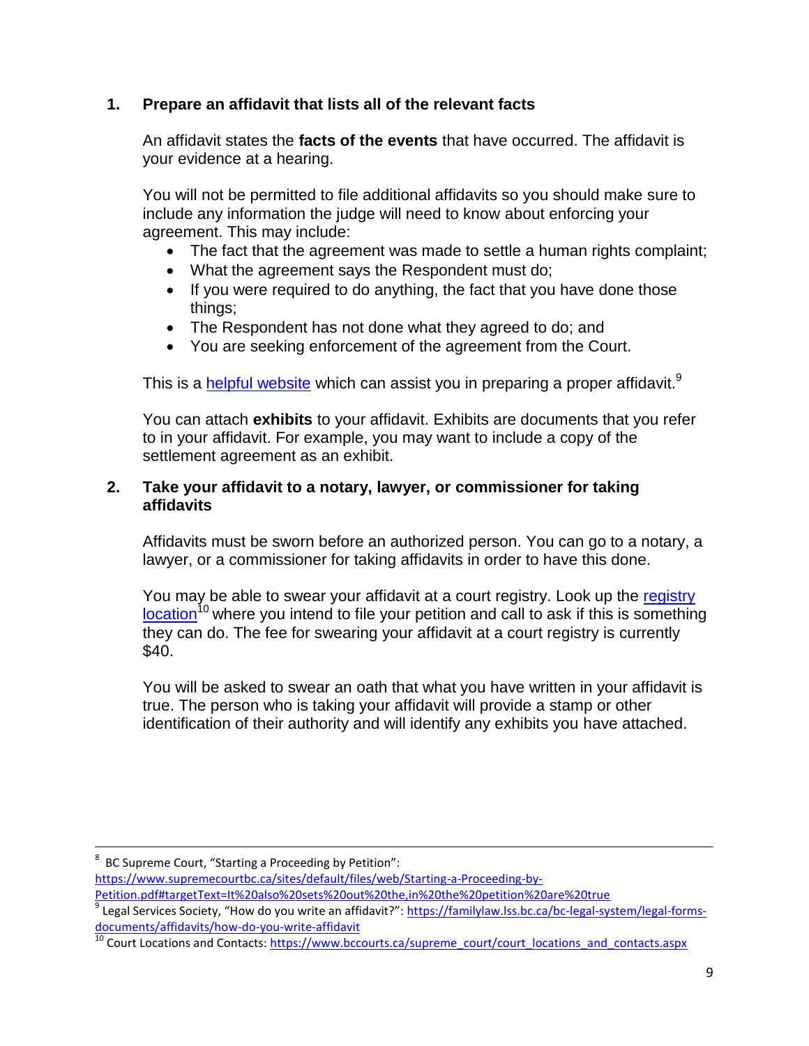### 1. Prepare an affidavit that lists all of the relevant facts

An affidavit states the **facts of the events** that have occurred. The affidavit is your evidence at a hearing.

You will not be permitted to file additional affidavits so you should make sure to include any information the judge will need to know about enforcing your agreement. This may include:

- The fact that the agreement was made to settle a human rights complaint;
- What the agreement says the Respondent must do;
- If you were required to do anything, the fact that you have done those things;
- The Respondent has not done what they agreed to do; and
- You are seeking enforcement of the agreement from the Court.

This is a helpful website which can assist you in preparing a proper affidavit.[9]

You can attach **exhibits** to your affidavit. Exhibits are documents that you refer to in your affidavit. For example, you may want to include a copy of the settlement agreement as an exhibit.

### 2. Take your affidavit to a notary, lawyer, or commissioner for taking affidavits

Affidavits must be sworn before an authorized person. You can go to a notary, a lawyer, or a commissioner for taking affidavits in order to have this done.

You may be able to swear your affidavit at a court registry. Look up the registry location[10] where you intend to file your petition and call to ask if this is something they can do. The fee for swearing your affidavit at a court registry is currently $40.

You will be asked to swear an oath that what you have written in your affidavit is true. The person who is taking your affidavit will provide a stamp or other identification of their authority and will identify any exhibits you have attached.

---

[8] BC Supreme Court, "Starting a Proceeding by Petition": https://www.supremecourtbc.ca/sites/default/files/web/Starting-a-Proceeding-by-Petition.pdf#targetText=It%20also%20sets%20out%20the,in%20the%20petition%20are%20true

[9] Legal Services Society, "How do you write an affidavit?": https://familylaw.lss.bc.ca/bc-legal-system/legal-forms-documents/affidavits/how-do-you-write-affidavit

[10] Court Locations and Contacts: https://www.bccourts.ca/supreme_court/court_locations_and_contacts.aspx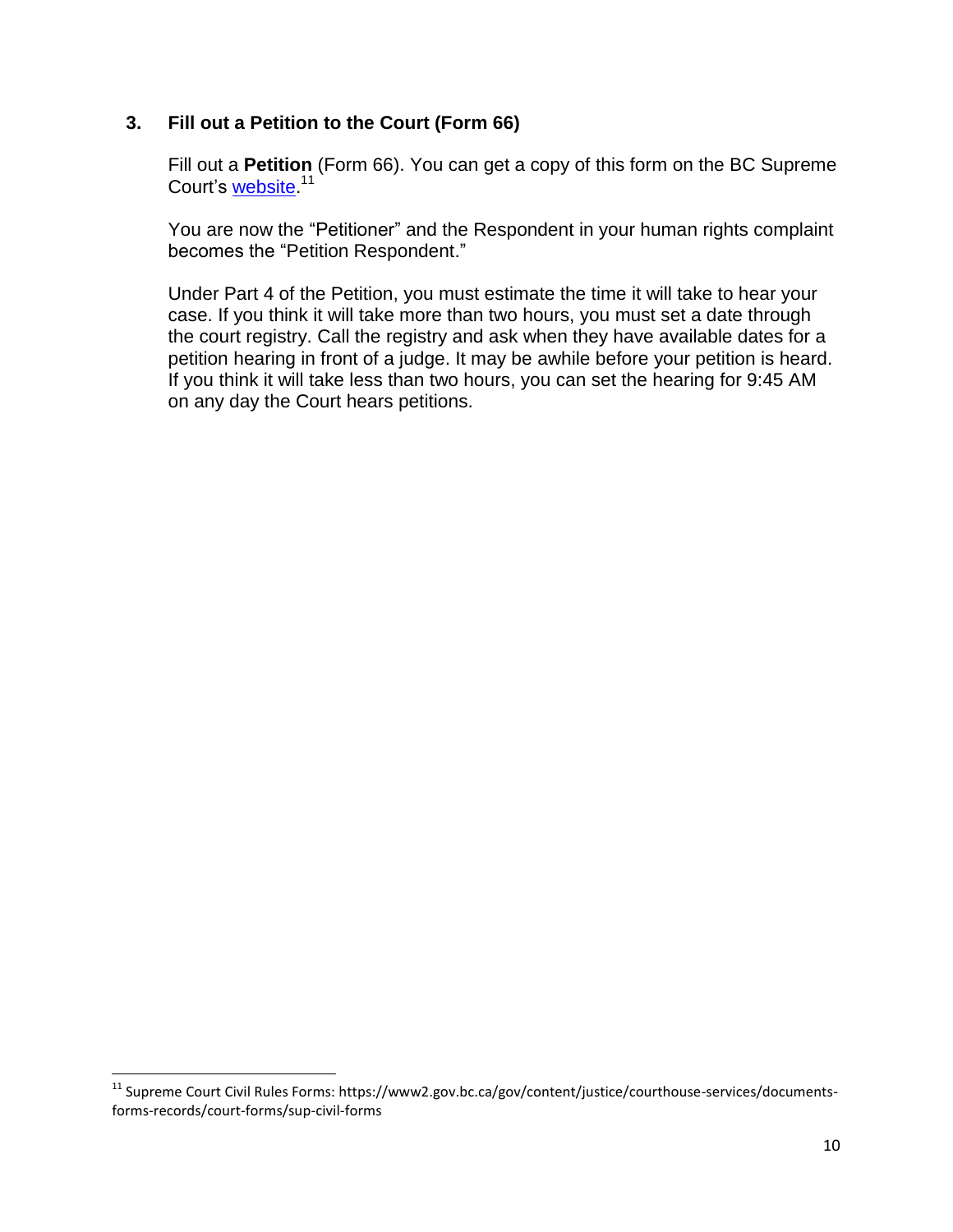### 3. Fill out a Petition to the Court (Form 66)

Fill out a **Petition** (Form 66). You can get a copy of this form on the BC Supreme Court's website.[11]

You are now the "Petitioner" and the Respondent in your human rights complaint becomes the "Petition Respondent."

Under Part 4 of the Petition, you must estimate the time it will take to hear your case. If you think it will take more than two hours, you must set a date through the court registry. Call the registry and ask when they have available dates for a petition hearing in front of a judge. It may be awhile before your petition is heard. If you think it will take less than two hours, you can set the hearing for 9:45 AM on any day the Court hears petitions.

---

[11] Supreme Court Civil Rules Forms: https://www2.gov.bc.ca/gov/content/justice/courthouse-services/documents-forms-records/court-forms/sup-civil-forms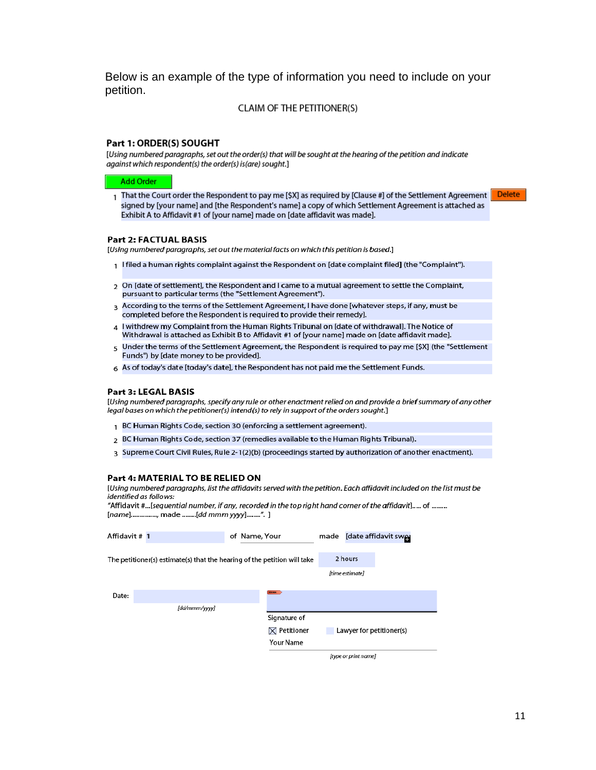Below is an example of the type of information you need to include on your petition.

CLAIM OF THE PETITIONER(S)

## Part 1: ORDER(S) SOUGHT

*[Using numbered paragraphs, set out the order(s) that will be sought at the hearing of the petition and indicate against which respondent(s) the order(s) is(are) sought.]*

Add Order

1. That the Court order the Respondent to pay me [$X] as required by [Clause #] of the Settlement Agreement signed by [your name] and [the Respondent's name] a copy of which Settlement Agreement is attached as Exhibit A to Affidavit #1 of [your name] made on [date affidavit was made].

Delete

## Part 2: FACTUAL BASIS

*[Using numbered paragraphs, set out the material facts on which this petition is based.]*

1. I filed a human rights complaint against the Respondent on [date complaint filed] (the "Complaint").
2. On [date of settlement], the Respondent and I came to a mutual agreement to settle the Complaint, pursuant to particular terms (the "Settlement Agreement").
3. According to the terms of the Settlement Agreement, I have done [whatever steps, if any, must be completed before the Respondent is required to provide their remedy].
4. I withdrew my Complaint from the Human Rights Tribunal on [date of withdrawal]. The Notice of Withdrawal is attached as Exhibit B to Affidavit #1 of [your name] made on [date affidavit made].
5. Under the terms of the Settlement Agreement, the Respondent is required to pay me [$X] (the "Settlement Funds") by [date money to be provided].
6. As of today's date [today's date], the Respondent has not paid me the Settlement Funds.

## Part 3: LEGAL BASIS

*[Using numbered paragraphs, specify any rule or other enactment relied on and provide a brief summary of any other legal bases on which the petitioner(s) intend(s) to rely in support of the orders sought.]*

1. BC Human Rights Code, section 30 (enforcing a settlement agreement).
2. BC Human Rights Code, section 37 (remedies available to the Human Rights Tribunal).
3. Supreme Court Civil Rules, Rule 2-1(2)(b) (proceedings started by authorization of another enactment).

## Part 4: MATERIAL TO BE RELIED ON

*[Using numbered paragraphs, list the affidavits served with the petition. Each affidavit included on the list must be identified as follows:*
*"Affidavit #...[sequential number, if any, recorded in the top right hand corner of the affidavit]..... of .........[name]..............., made ........[dd mmm yyyy]........". ]*

Affidavit # 1 of Name, Your made [date affidavit swo

The petitioner(s) estimate(s) that the hearing of the petition will take 2 hours
*[time estimate]*

Date: ____________________
*[dd/mmm/yyyy]*

____________________
Signature of

☒ Petitioner ☐ Lawyer for petitioner(s)

Your Name
*[type or print name]*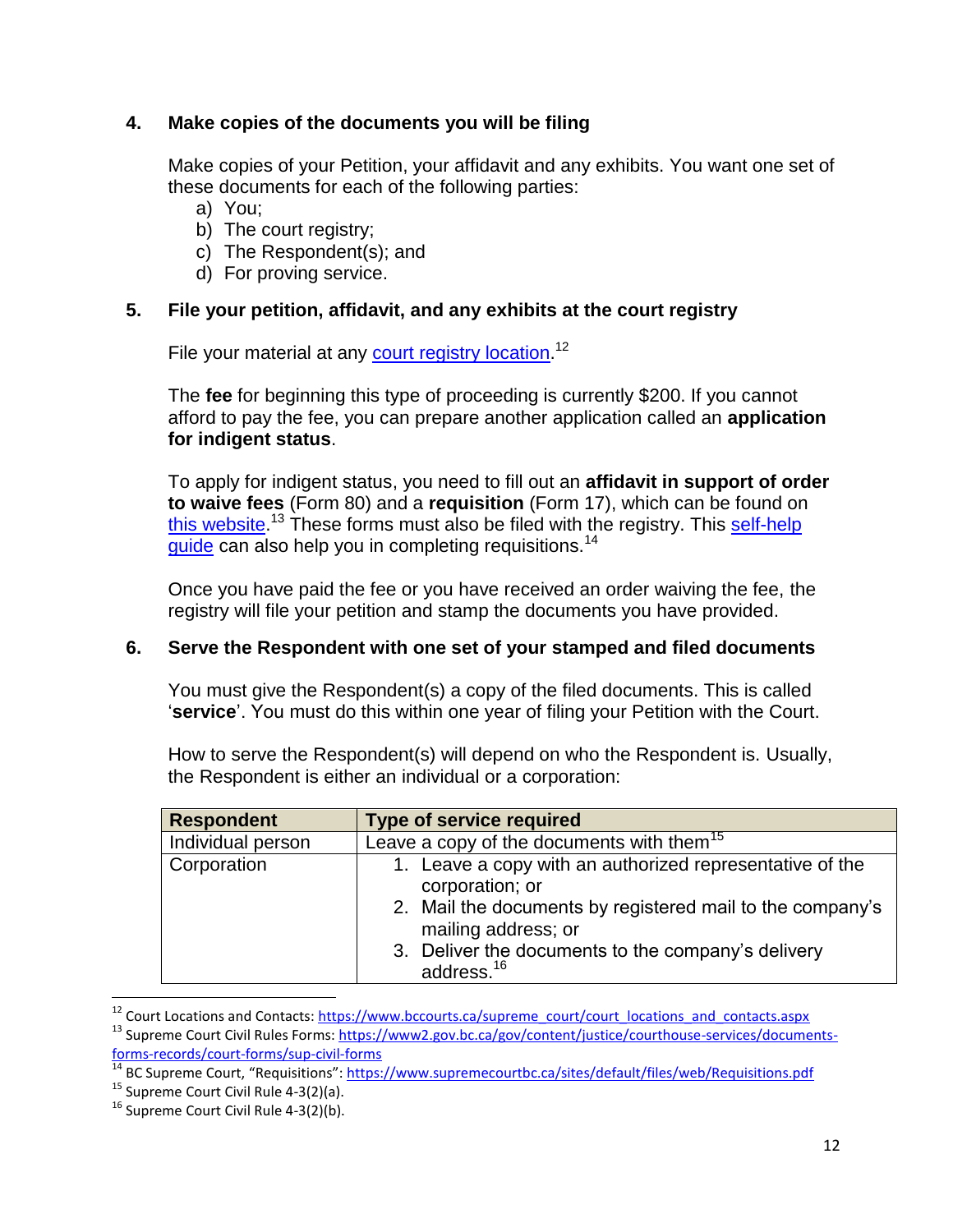### 4. Make copies of the documents you will be filing

Make copies of your Petition, your affidavit and any exhibits. You want one set of these documents for each of the following parties:

a) You;
b) The court registry;
c) The Respondent(s); and
d) For proving service.

### 5. File your petition, affidavit, and any exhibits at the court registry

File your material at any court registry location.[12]

The **fee** for beginning this type of proceeding is currently $200. If you cannot afford to pay the fee, you can prepare another application called an **application for indigent status**.

To apply for indigent status, you need to fill out an **affidavit in support of order to waive fees** (Form 80) and a **requisition** (Form 17), which can be found on this website.[13] These forms must also be filed with the registry. This self-help guide can also help you in completing requisitions.[14]

Once you have paid the fee or you have received an order waiving the fee, the registry will file your petition and stamp the documents you have provided.

### 6. Serve the Respondent with one set of your stamped and filed documents

You must give the Respondent(s) a copy of the filed documents. This is called '**service**'. You must do this within one year of filing your Petition with the Court.

How to serve the Respondent(s) will depend on who the Respondent is. Usually, the Respondent is either an individual or a corporation:

| Respondent | Type of service required |
|---|---|
| Individual person | Leave a copy of the documents with them[15] |
| Corporation | 1. Leave a copy with an authorized representative of the corporation; or<br>2. Mail the documents by registered mail to the company's mailing address; or<br>3. Deliver the documents to the company's delivery address.[16] |

---

[12] Court Locations and Contacts: https://www.bccourts.ca/supreme_court/court_locations_and_contacts.aspx

[13] Supreme Court Civil Rules Forms: https://www2.gov.bc.ca/gov/content/justice/courthouse-services/documents-forms-records/court-forms/sup-civil-forms

[14] BC Supreme Court, "Requisitions": https://www.supremecourtbc.ca/sites/default/files/web/Requisitions.pdf

[15] Supreme Court Civil Rule 4-3(2)(a).

[16] Supreme Court Civil Rule 4-3(2)(b).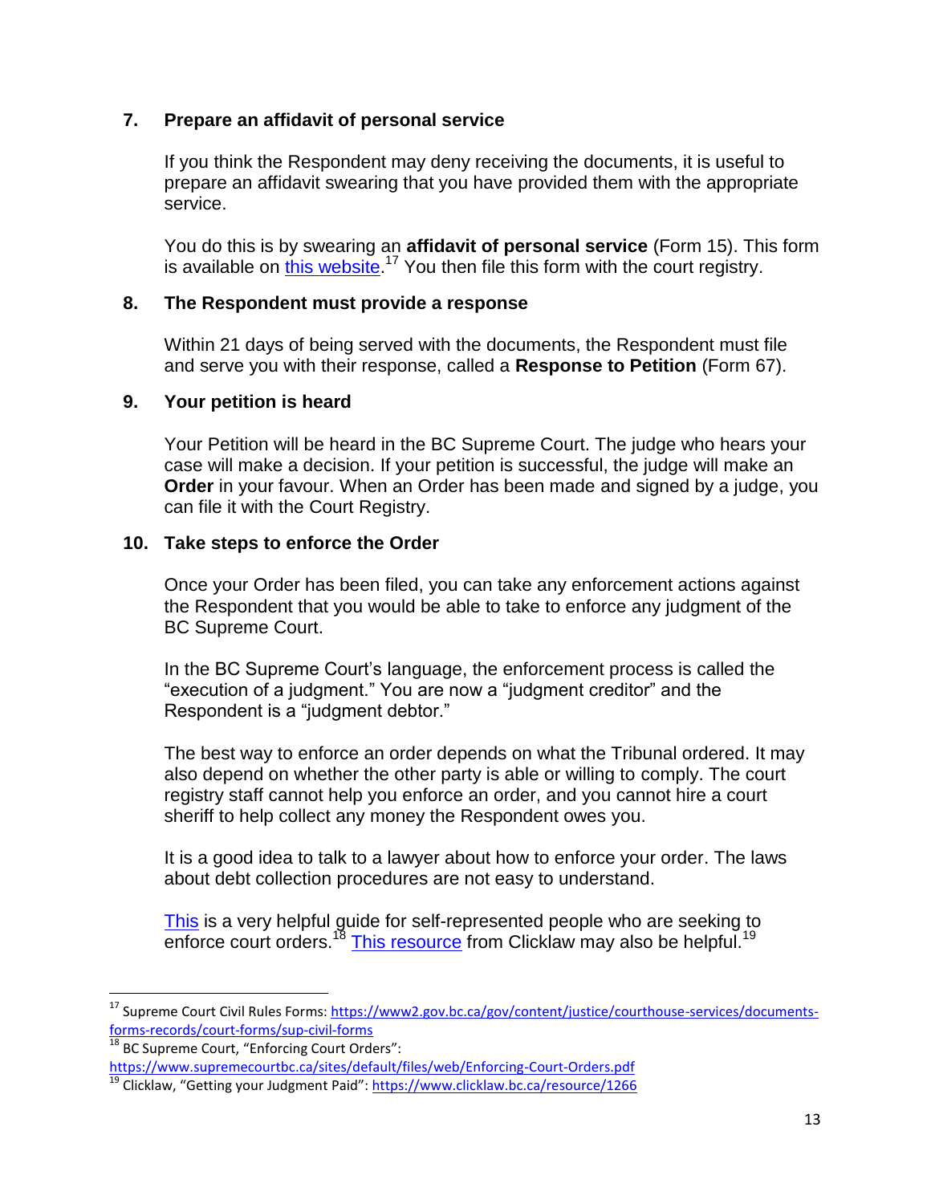**7. Prepare an affidavit of personal service**

If you think the Respondent may deny receiving the documents, it is useful to prepare an affidavit swearing that you have provided them with the appropriate service.

You do this is by swearing an **affidavit of personal service** (Form 15). This form is available on this website.[17] You then file this form with the court registry.

**8. The Respondent must provide a response**

Within 21 days of being served with the documents, the Respondent must file and serve you with their response, called a **Response to Petition** (Form 67).

**9. Your petition is heard**

Your Petition will be heard in the BC Supreme Court. The judge who hears your case will make a decision. If your petition is successful, the judge will make an **Order** in your favour. When an Order has been made and signed by a judge, you can file it with the Court Registry.

**10. Take steps to enforce the Order**

Once your Order has been filed, you can take any enforcement actions against the Respondent that you would be able to take to enforce any judgment of the BC Supreme Court.

In the BC Supreme Court's language, the enforcement process is called the "execution of a judgment." You are now a "judgment creditor" and the Respondent is a "judgment debtor."

The best way to enforce an order depends on what the Tribunal ordered. It may also depend on whether the other party is able or willing to comply. The court registry staff cannot help you enforce an order, and you cannot hire a court sheriff to help collect any money the Respondent owes you.

It is a good idea to talk to a lawyer about how to enforce your order. The laws about debt collection procedures are not easy to understand.

This is a very helpful guide for self-represented people who are seeking to enforce court orders.[18] This resource from Clicklaw may also be helpful.[19]

---

[17] Supreme Court Civil Rules Forms: https://www2.gov.bc.ca/gov/content/justice/courthouse-services/documents-forms-records/court-forms/sup-civil-forms

[18] BC Supreme Court, "Enforcing Court Orders": https://www.supremecourtbc.ca/sites/default/files/web/Enforcing-Court-Orders.pdf

[19] Clicklaw, "Getting your Judgment Paid": https://www.clicklaw.bc.ca/resource/1266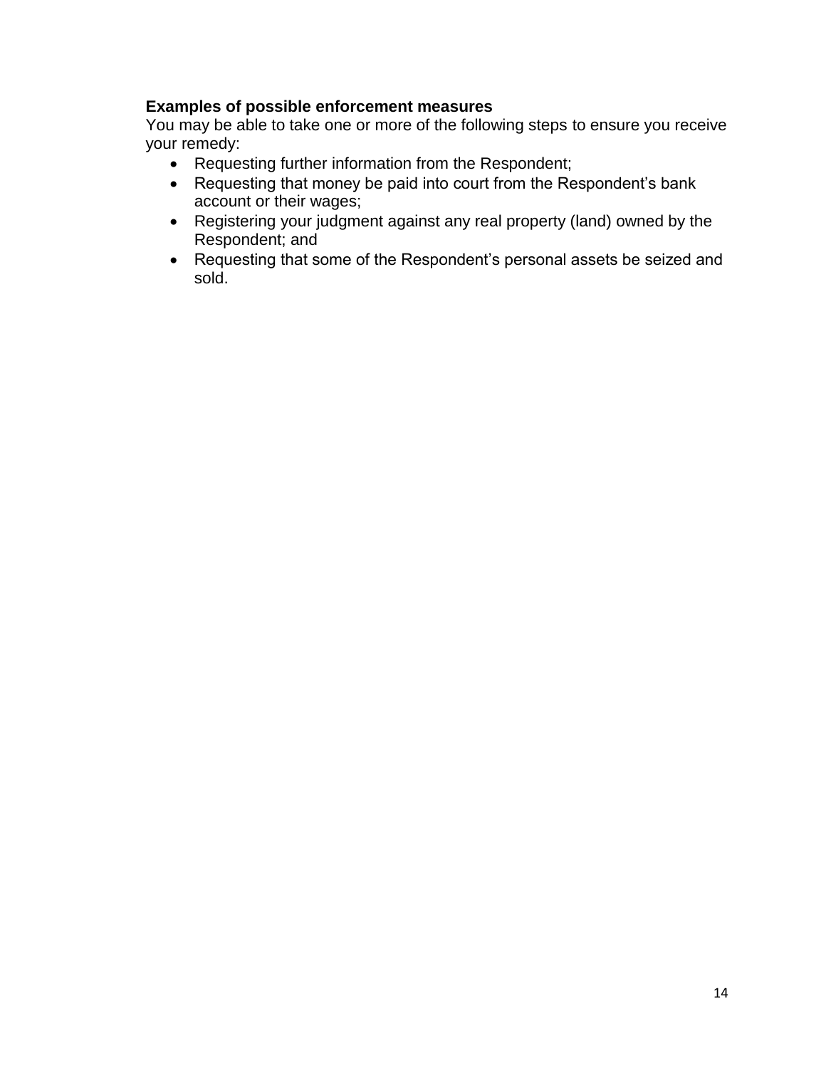**Examples of possible enforcement measures**

You may be able to take one or more of the following steps to ensure you receive your remedy:

- Requesting further information from the Respondent;
- Requesting that money be paid into court from the Respondent's bank account or their wages;
- Registering your judgment against any real property (land) owned by the Respondent; and
- Requesting that some of the Respondent's personal assets be seized and sold.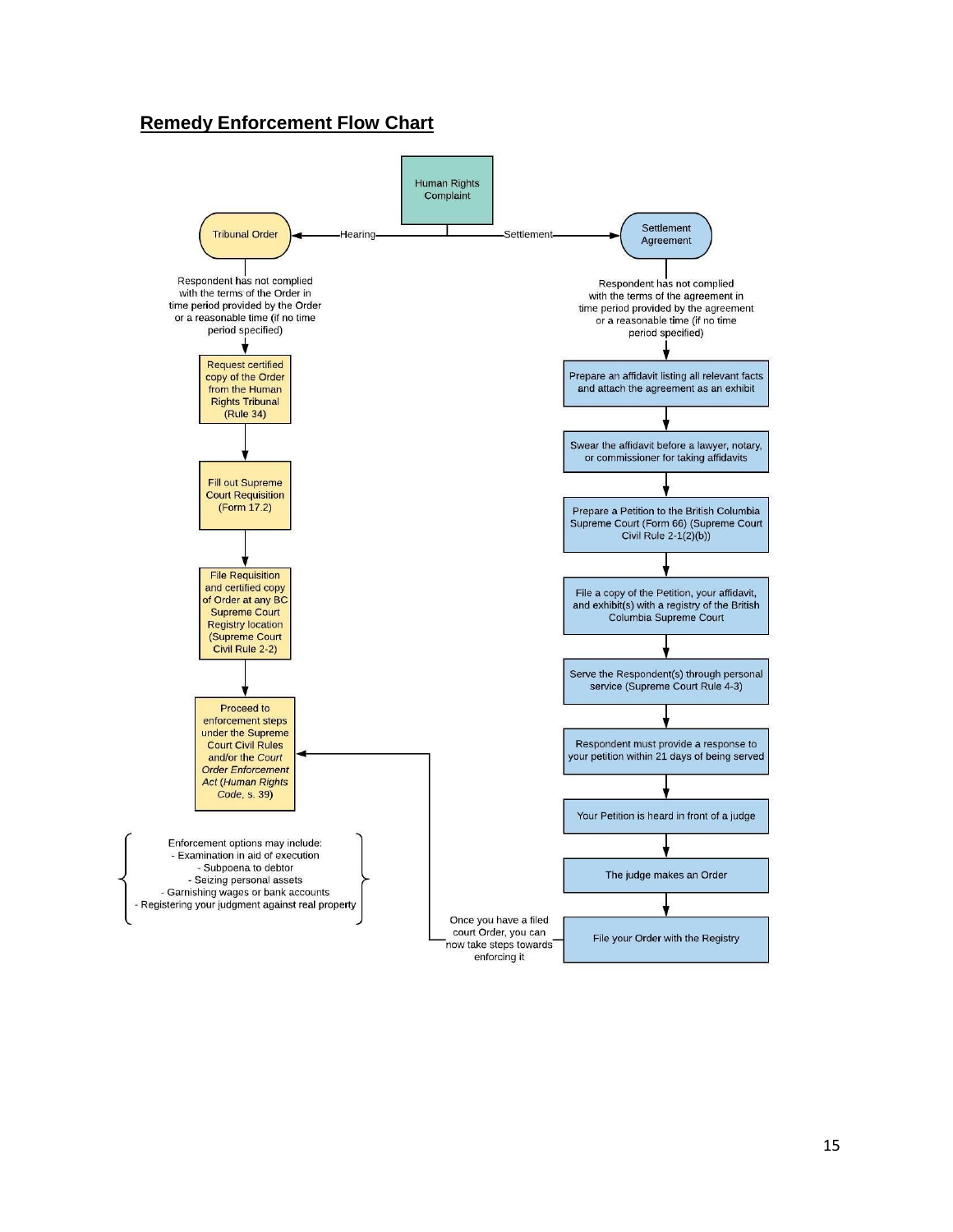## Remedy Enforcement Flow Chart

Human Rights Complaint

Hearing

Settlement

Tribunal Order

Respondent has not complied with the terms of the Order in time period provided by the Order or a reasonable time (if no time period specified)

Request certified copy of the Order from the Human Rights Tribunal (Rule 34)

Fill out Supreme Court Requisition (Form 17.2)

File Requisition and certified copy of Order at any BC Supreme Court Registry location (Supreme Court Civil Rule 2-2)

Proceed to enforcement steps under the Supreme Court Civil Rules and/or the Court *Order Enforcement Act* (*Human Rights Code*, s. 39)

Enforcement options may include:
- Examination in aid of execution
- Subpoena to debtor
- Seizing personal assets
- Garnishing wages or bank accounts
- Registering your judgment against real property

Settlement Agreement

Respondent has not complied with the terms of the agreement in time period provided by the agreement or a reasonable time (if no time period specified)

Prepare an affidavit listing all relevant facts and attach the agreement as an exhibit

Swear the affidavit before a lawyer, notary, or commissioner for taking affidavits

Prepare a Petition to the British Columbia Supreme Court (Form 66) (Supreme Court Civil Rule 2-1(2)(b))

File a copy of the Petition, your affidavit, and exhibit(s) with a registry of the British Columbia Supreme Court

Serve the Respondent(s) through personal service (Supreme Court Rule 4-3)

Respondent must provide a response to your petition within 21 days of being served

Your Petition is heard in front of a judge

The judge makes an Order

File your Order with the Registry

Once you have a filed court Order, you can now take steps towards enforcing it